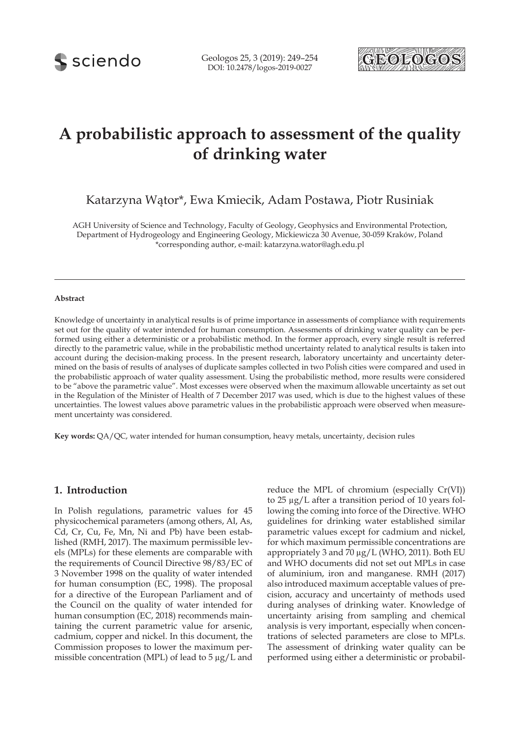# A probabilistic approach to assessment of the quality of drinking water

Katarzyna Wątor*, Ewa Kmiecik, Adam Postawa, Piotr Rusiniak

AGH University of Science and Technology, Faculty of Geology, Geophysics and Environmental Protection, Department of Hydrogeology and Engineering Geology, Mickiewicza 30 Avenue, 30-059 Kraków, Poland
*corresponding author, e-mail: katarzyna.wator@agh.edu.pl

#### Abstract

Knowledge of uncertainty in analytical results is of prime importance in assessments of compliance with requirements set out for the quality of water intended for human consumption. Assessments of drinking water quality can be performed using either a deterministic or a probabilistic method. In the former approach, every single result is referred directly to the parametric value, while in the probabilistic method uncertainty related to analytical results is taken into account during the decision-making process. In the present research, laboratory uncertainty and uncertainty determined on the basis of results of analyses of duplicate samples collected in two Polish cities were compared and used in the probabilistic approach of water quality assessment. Using the probabilistic method, more results were considered to be "above the parametric value". Most excesses were observed when the maximum allowable uncertainty as set out in the Regulation of the Minister of Health of 7 December 2017 was used, which is due to the highest values of these uncertainties. The lowest values above parametric values in the probabilistic approach were observed when measurement uncertainty was considered.

**Key words:** QA/QC, water intended for human consumption, heavy metals, uncertainty, decision rules

## 1. Introduction

In Polish regulations, parametric values for 45 physicochemical parameters (among others, Al, As, Cd, Cr, Cu, Fe, Mn, Ni and Pb) have been established (RMH, 2017). The maximum permissible levels (MPLs) for these elements are comparable with the requirements of Council Directive 98/83/EC of 3 November 1998 on the quality of water intended for human consumption (EC, 1998). The proposal for a directive of the European Parliament and of the Council on the quality of water intended for human consumption (EC, 2018) recommends maintaining the current parametric value for arsenic, cadmium, copper and nickel. In this document, the Commission proposes to lower the maximum permissible concentration (MPL) of lead to 5 μg/L and reduce the MPL of chromium (especially Cr(VI)) to 25 μg/L after a transition period of 10 years following the coming into force of the Directive. WHO guidelines for drinking water established similar parametric values except for cadmium and nickel, for which maximum permissible concentrations are appropriately 3 and 70 μg/L (WHO, 2011). Both EU and WHO documents did not set out MPLs in case of aluminium, iron and manganese. RMH (2017) also introduced maximum acceptable values of precision, accuracy and uncertainty of methods used during analyses of drinking water. Knowledge of uncertainty arising from sampling and chemical analysis is very important, especially when concentrations of selected parameters are close to MPLs. The assessment of drinking water quality can be performed using either a deterministic or probabil-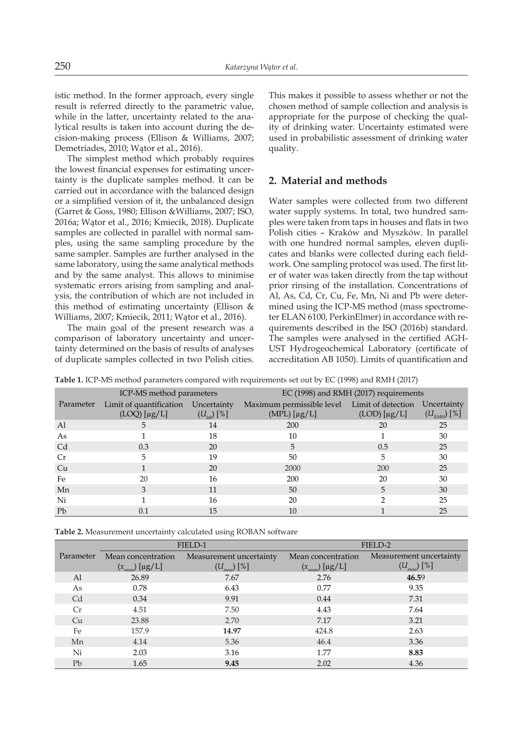istic method. In the former approach, every single result is referred directly to the parametric value, while in the latter, uncertainty related to the analytical results is taken into account during the decision-making process (Ellison & Williams, 2007; Demetriades, 2010; Wątor et al., 2016).

The simplest method which probably requires the lowest financial expenses for estimating uncertainty is the duplicate samples method. It can be carried out in accordance with the balanced design or a simplified version of it, the unbalanced design (Garret & Goss, 1980; Ellison &Williams, 2007; ISO, 2016a; Wątor et al., 2016; Kmiecik, 2018). Duplicate samples are collected in parallel with normal samples, using the same sampling procedure by the same sampler. Samples are further analysed in the same laboratory, using the same analytical methods and by the same analyst. This allows to minimise systematic errors arising from sampling and analysis, the contribution of which are not included in this method of estimating uncertainty (Ellison & Williams, 2007; Kmiecik, 2011; Wątor et al., 2016).

The main goal of the present research was a comparison of laboratory uncertainty and uncertainty determined on the basis of results of analyses of duplicate samples collected in two Polish cities. This makes it possible to assess whether or not the chosen method of sample collection and analysis is appropriate for the purpose of checking the quality of drinking water. Uncertainty estimated were used in probabilistic assessment of drinking water quality.

## 2. Material and methods

Water samples were collected from two different water supply systems. In total, two hundred samples were taken from taps in houses and flats in two Polish cities – Kraków and Myszków. In parallel with one hundred normal samples, eleven duplicates and blanks were collected during each fieldwork. One sampling protocol was used. The first liter of water was taken directly from the tap without prior rinsing of the installation. Concentrations of Al, As, Cd, Cr, Cu, Fe, Mn, Ni and Pb were determined using the ICP-MS method (mass spectrometer ELAN 6100, PerkinElmer) in accordance with requirements described in the ISO (2016b) standard. The samples were analysed in the certified AGH-UST Hydrogeochemical Laboratory (certificate of accreditation AB 1050). Limits of quantification and

**Table 1.** ICP-MS method parameters compared with requirements set out by EC (1998) and RMH (2017)

| Parameter | ICP-MS method parameters | | EC (1998) and RMH (2017) requirements | | |
|---|---|---|---|---|---|
| | Limit of quantification (LOQ) [μg/L] | Uncertainty ($U_{lab}$) [%] | Maximum permissible level (MPL) [μg/L] | Limit of detection (LOD) [μg/L] | Uncertainty ($U_{RMH}$) [%] |
| Al | 5 | 14 | 200 | 20 | 25 |
| As | 1 | 18 | 10 | 1 | 30 |
| Cd | 0.3 | 20 | 5 | 0.5 | 25 |
| Cr | 5 | 19 | 50 | 5 | 30 |
| Cu | 1 | 20 | 2000 | 200 | 25 |
| Fe | 20 | 16 | 200 | 20 | 30 |
| Mn | 3 | 11 | 50 | 5 | 30 |
| Ni | 1 | 16 | 20 | 2 | 25 |
| Pb | 0.1 | 15 | 10 | 1 | 25 |

**Table 2.** Measurement uncertainty calculated using ROBAN software

| Parameter | FIELD-1 | | FIELD-2 | |
|---|---|---|---|---|
| | Mean concentration ($x_{mean}$) [μg/L] | Measurement uncertainty ($U_{meas}$) [%] | Mean concentration ($x_{mean}$) [μg/L] | Measurement uncertainty ($U_{meas}$) [%] |
| Al | 26.89 | 7.67 | 2.76 | **46.5**9 |
| As | 0.78 | 6.43 | 0.77 | 9.35 |
| Cd | 0.34 | 9.91 | 0.44 | 7.31 |
| Cr | 4.51 | 7.50 | 4.43 | 7.64 |
| Cu | 23.88 | 2.70 | 7.17 | 3.21 |
| Fe | 157.9 | **14.97** | 424.8 | 2.63 |
| Mn | 4.14 | 5.36 | 46.4 | 3.36 |
| Ni | 2.03 | 3.16 | 1.77 | **8.83** |
| Pb | 1.65 | **9.45** | 2.02 | 4.36 |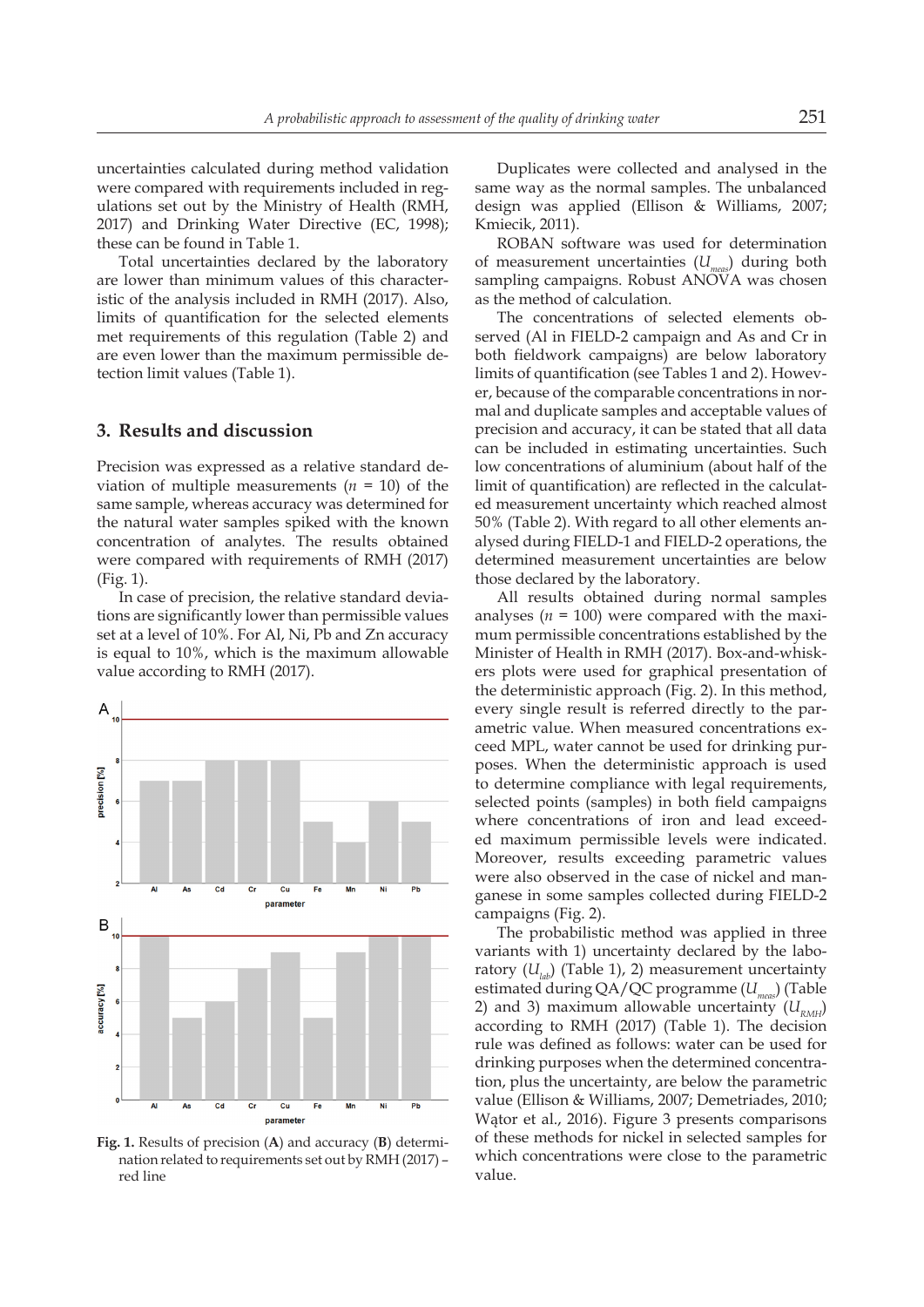uncertainties calculated during method validation were compared with requirements included in regulations set out by the Ministry of Health (RMH, 2017) and Drinking Water Directive (EC, 1998); these can be found in Table 1.

Total uncertainties declared by the laboratory are lower than minimum values of this characteristic of the analysis included in RMH (2017). Also, limits of quantification for the selected elements met requirements of this regulation (Table 2) and are even lower than the maximum permissible detection limit values (Table 1).

## 3. Results and discussion

Precision was expressed as a relative standard deviation of multiple measurements ($n$ = 10) of the same sample, whereas accuracy was determined for the natural water samples spiked with the known concentration of analytes. The results obtained were compared with requirements of RMH (2017) (Fig. 1).

In case of precision, the relative standard deviations are significantly lower than permissible values set at a level of 10%. For Al, Ni, Pb and Zn accuracy is equal to 10%, which is the maximum allowable value according to RMH (2017).

**Fig. 1.** Results of precision (**A**) and accuracy (**B**) determination related to requirements set out by RMH (2017) – red line

Duplicates were collected and analysed in the same way as the normal samples. The unbalanced design was applied (Ellison & Williams, 2007; Kmiecik, 2011).

ROBAN software was used for determination of measurement uncertainties ($U_{meas}$) during both sampling campaigns. Robust ANOVA was chosen as the method of calculation.

The concentrations of selected elements observed (Al in FIELD-2 campaign and As and Cr in both fieldwork campaigns) are below laboratory limits of quantification (see Tables 1 and 2). However, because of the comparable concentrations in normal and duplicate samples and acceptable values of precision and accuracy, it can be stated that all data can be included in estimating uncertainties. Such low concentrations of aluminium (about half of the limit of quantification) are reflected in the calculated measurement uncertainty which reached almost 50% (Table 2). With regard to all other elements analysed during FIELD-1 and FIELD-2 operations, the determined measurement uncertainties are below those declared by the laboratory.

All results obtained during normal samples analyses ($n$ = 100) were compared with the maximum permissible concentrations established by the Minister of Health in RMH (2017). Box-and-whiskers plots were used for graphical presentation of the deterministic approach (Fig. 2). In this method, every single result is referred directly to the parametric value. When measured concentrations exceed MPL, water cannot be used for drinking purposes. When the deterministic approach is used to determine compliance with legal requirements, selected points (samples) in both field campaigns where concentrations of iron and lead exceeded maximum permissible levels were indicated. Moreover, results exceeding parametric values were also observed in the case of nickel and manganese in some samples collected during FIELD-2 campaigns (Fig. 2).

The probabilistic method was applied in three variants with 1) uncertainty declared by the laboratory ($U_{lab}$) (Table 1), 2) measurement uncertainty estimated during QA/QC programme ($U_{meas}$) (Table 2) and 3) maximum allowable uncertainty ($U_{RMH}$) according to RMH (2017) (Table 1). The decision rule was defined as follows: water can be used for drinking purposes when the determined concentration, plus the uncertainty, are below the parametric value (Ellison & Williams, 2007; Demetriades, 2010; Wątor et al., 2016). Figure 3 presents comparisons of these methods for nickel in selected samples for which concentrations were close to the parametric value.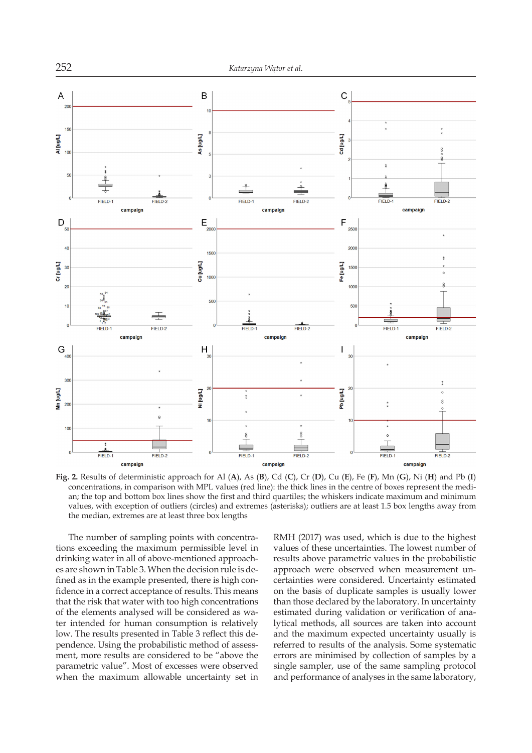**Fig. 2.** Results of deterministic approach for Al (**A**), As (**B**), Cd (**C**), Cr (**D**), Cu (**E**), Fe (**F**), Mn (**G**), Ni (**H**) and Pb (**I**) concentrations, in comparison with MPL values (red line): the thick lines in the centre of boxes represent the median; the top and bottom box lines show the first and third quartiles; the whiskers indicate maximum and minimum values, with exception of outliers (circles) and extremes (asterisks); outliers are at least 1.5 box lengths away from the median, extremes are at least three box lengths

The number of sampling points with concentrations exceeding the maximum permissible level in drinking water in all of above-mentioned approaches are shown in Table 3. When the decision rule is defined as in the example presented, there is high confidence in a correct acceptance of results. This means that the risk that water with too high concentrations of the elements analysed will be considered as water intended for human consumption is relatively low. The results presented in Table 3 reflect this dependence. Using the probabilistic method of assessment, more results are considered to be "above the parametric value". Most of excesses were observed when the maximum allowable uncertainty set in RMH (2017) was used, which is due to the highest values of these uncertainties. The lowest number of results above parametric values in the probabilistic approach were observed when measurement uncertainties were considered. Uncertainty estimated on the basis of duplicate samples is usually lower than those declared by the laboratory. In uncertainty estimated during validation or verification of analytical methods, all sources are taken into account and the maximum expected uncertainty usually is referred to results of the analysis. Some systematic errors are minimised by collection of samples by a single sampler, use of the same sampling protocol and performance of analyses in the same laboratory,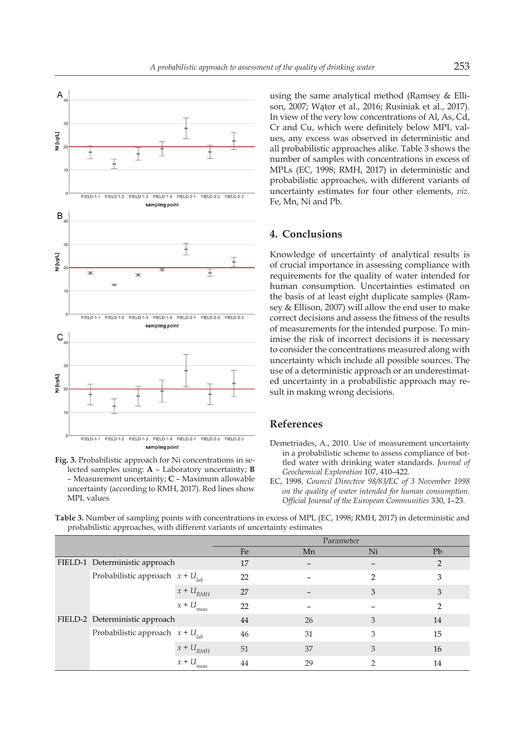Fig. 3. Probabilistic approach for Ni concentrations in selected samples using: **A** – Laboratory uncertainty; **B** – Measurement uncertainty; **C** – Maximum allowable uncertainty (according to RMH, 2017). Red lines show MPL values

using the same analytical method (Ramsey & Ellison, 2007; Wątor et al., 2016; Rusiniak et al., 2017). In view of the very low concentrations of Al, As, Cd, Cr and Cu, which were definitely below MPL values, any excess was observed in deterministic and all probabilistic approaches alike. Table 3 shows the number of samples with concentrations in excess of MPLs (EC, 1998; RMH, 2017) in deterministic and probabilistic approaches, with different variants of uncertainty estimates for four other elements, *viz*. Fe, Mn, Ni and Pb.

## 4. Conclusions

Knowledge of uncertainty of analytical results is of crucial importance in assessing compliance with requirements for the quality of water intended for human consumption. Uncertainties estimated on the basis of at least eight duplicate samples (Ramsey & Ellison, 2007) will allow the end user to make correct decisions and assess the fitness of the results of measurements for the intended purpose. To minimise the risk of incorrect decisions it is necessary to consider the concentrations measured along with uncertainty which include all possible sources. The use of a deterministic approach or an underestimated uncertainty in a probabilistic approach may result in making wrong decisions.

## References

Demetriades, A., 2010. Use of measurement uncertainty in a probabilistic scheme to assess compliance of bottled water with drinking water standards. *Journal of Geochemical Exploration* 107, 410–422.

EC, 1998. *Council Directive 98/83/EC of 3 November 1998 on the quality of water intended for human consumption. Official Journal of the European Communities* 330, 1–23.

**Table 3.** Number of sampling points with concentrations in excess of MPL (EC, 1998; RMH, 2017) in deterministic and probabilistic approaches, with different variants of uncertainty estimates

| | | | Parameter | | | |
|---|---|---|---|---|---|---|
| | | | Fe | Mn | Ni | Pb |
| FIELD-1 | Deterministic approach | | 17 | – | – | 2 |
| | Probabilistic approach | $x + U_{lab}$ | 22 | – | 2 | 3 |
| | | $x + U_{RMH}$ | 27 | – | 3 | 3 |
| | | $x + U_{meas}$ | 22 | – | – | 2 |
| FIELD-2 | Deterministic approach | | 44 | 26 | 3 | 14 |
| | Probabilistic approach | $x + U_{lab}$ | 46 | 31 | 3 | 15 |
| | | $x + U_{RMH}$ | 51 | 37 | 3 | 16 |
| | | $x + U_{meas}$ | 44 | 29 | 2 | 14 |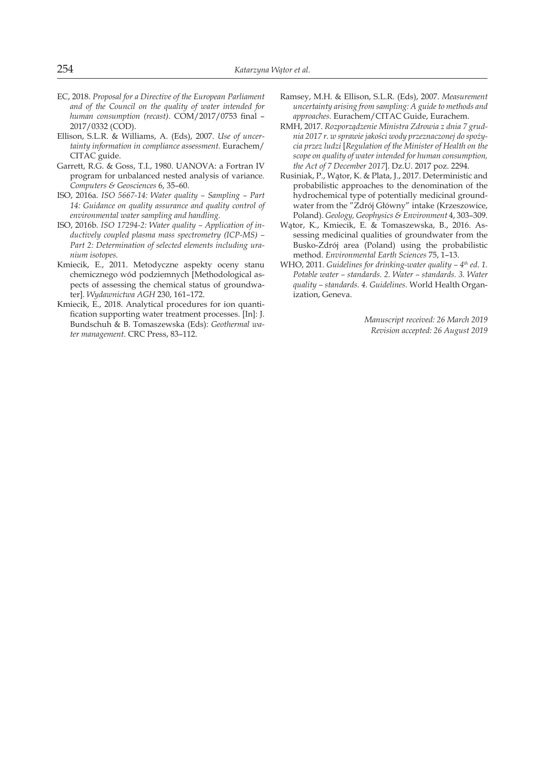EC, 2018. *Proposal for a Directive of the European Parliament and of the Council on the quality of water intended for human consumption (recast).* COM/2017/0753 final – 2017/0332 (COD).

Ellison, S.L.R. & Williams, A. (Eds), 2007. *Use of uncertainty information in compliance assessment.* Eurachem/CITAC guide.

Garrett, R.G. & Goss, T.I., 1980. UANOVA: a Fortran IV program for unbalanced nested analysis of variance. *Computers & Geosciences* 6, 35–60.

ISO, 2016a. *ISO 5667-14: Water quality – Sampling – Part 14: Guidance on quality assurance and quality control of environmental water sampling and handling.*

ISO, 2016b. *ISO 17294-2: Water quality – Application of inductively coupled plasma mass spectrometry (ICP-MS) – Part 2: Determination of selected elements including uranium isotopes.*

Kmiecik, E., 2011. Metodyczne aspekty oceny stanu chemicznego wód podziemnych [Methodological aspects of assessing the chemical status of groundwater]. *Wydawnictwa AGH* 230, 161–172.

Kmiecik, E., 2018. Analytical procedures for ion quantification supporting water treatment processes. [In]: J. Bundschuh & B. Tomaszewska (Eds): *Geothermal water management*. CRC Press, 83–112.

Ramsey, M.H. & Ellison, S.L.R. (Eds), 2007. *Measurement uncertainty arising from sampling: A guide to methods and approaches.* Eurachem/CITAC Guide, Eurachem.

RMH, 2017. *Rozporządzenie Ministra Zdrowia z dnia 7 grudnia 2017 r. w sprawie jakości wody przeznaczonej do spożycia przez ludzi* [*Regulation of the Minister of Health on the scope on quality of water intended for human consumption, the Act of 7 December 2017*]. Dz.U. 2017 poz. 2294.

Rusiniak, P., Wątor, K. & Plata, J., 2017. Deterministic and probabilistic approaches to the denomination of the hydrochemical type of potentially medicinal groundwater from the "Zdrój Główny" intake (Krzeszowice, Poland). *Geology, Geophysics & Environment* 4, 303–309.

Wątor, K., Kmiecik, E. & Tomaszewska, B., 2016. Assessing medicinal qualities of groundwater from the Busko-Zdrój area (Poland) using the probabilistic method. *Environmental Earth Sciences* 75, 1–13.

WHO, 2011. *Guidelines for drinking-water quality – 4th ed. 1. Potable water – standards. 2. Water – standards. 3. Water quality – standards. 4. Guidelines.* World Health Organization, Geneva.

*Manuscript received: 26 March 2019*
*Revision accepted: 26 August 2019*